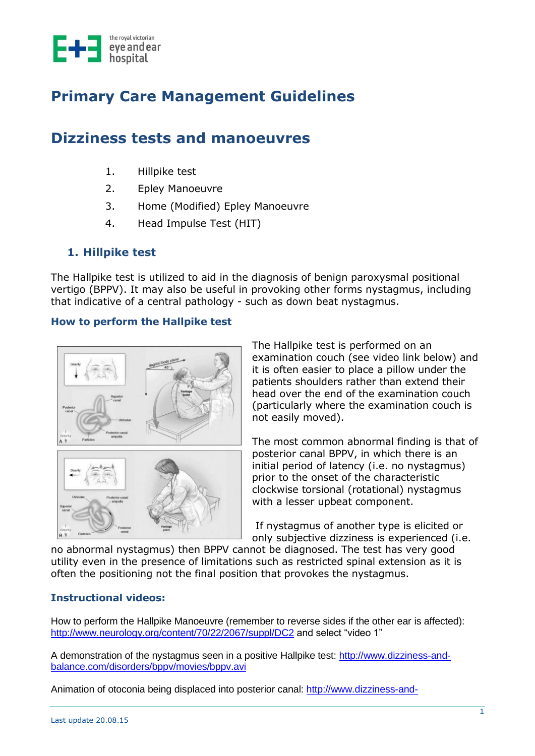# Primary Care Management Guidelines

## Dizziness tests and manoeuvres

1. Hillpike test
2. Epley Manoeuvre
3. Home (Modified) Epley Manoeuvre
4. Head Impulse Test (HIT)

### 1. Hillpike test

The Hallpike test is utilized to aid in the diagnosis of benign paroxysmal positional vertigo (BPPV). It may also be useful in provoking other forms nystagmus, including that indicative of a central pathology - such as down beat nystagmus.

#### How to perform the Hallpike test

The Hallpike test is performed on an examination couch (see video link below) and it is often easier to place a pillow under the patients shoulders rather than extend their head over the end of the examination couch (particularly where the examination couch is not easily moved).

The most common abnormal finding is that of posterior canal BPPV, in which there is an initial period of latency (i.e. no nystagmus) prior to the onset of the characteristic clockwise torsional (rotational) nystagmus with a lesser upbeat component.

If nystagmus of another type is elicited or only subjective dizziness is experienced (i.e. no abnormal nystagmus) then BPPV cannot be diagnosed. The test has very good utility even in the presence of limitations such as restricted spinal extension as it is often the positioning not the final position that provokes the nystagmus.

#### Instructional videos:

How to perform the Hallpike Manoeuvre (remember to reverse sides if the other ear is affected): http://www.neurology.org/content/70/22/2067/suppl/DC2 and select "video 1"

A demonstration of the nystagmus seen in a positive Hallpike test: http://www.dizziness-and-balance.com/disorders/bppv/movies/bppv.avi

Animation of otoconia being displaced into posterior canal: http://www.dizziness-and-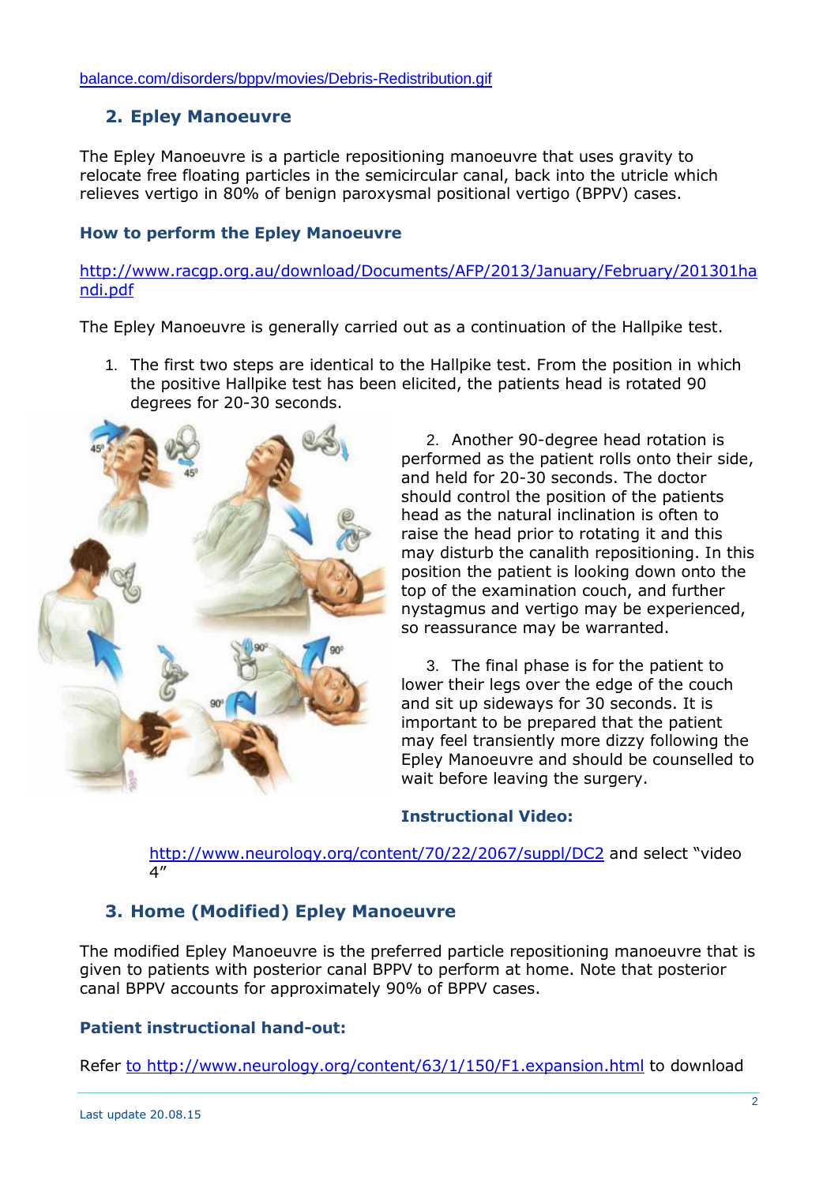balance.com/disorders/bppv/movies/Debris-Redistribution.gif

## 2. Epley Manoeuvre

The Epley Manoeuvre is a particle repositioning manoeuvre that uses gravity to relocate free floating particles in the semicircular canal, back into the utricle which relieves vertigo in 80% of benign paroxysmal positional vertigo (BPPV) cases.

### How to perform the Epley Manoeuvre

http://www.racgp.org.au/download/Documents/AFP/2013/January/February/201301handi.pdf

The Epley Manoeuvre is generally carried out as a continuation of the Hallpike test.

1. The first two steps are identical to the Hallpike test. From the position in which the positive Hallpike test has been elicited, the patients head is rotated 90 degrees for 20-30 seconds.
2. Another 90-degree head rotation is performed as the patient rolls onto their side, and held for 20-30 seconds. The doctor should control the position of the patients head as the natural inclination is often to raise the head prior to rotating it and this may disturb the canalith repositioning. In this position the patient is looking down onto the top of the examination couch, and further nystagmus and vertigo may be experienced, so reassurance may be warranted.
3. The final phase is for the patient to lower their legs over the edge of the couch and sit up sideways for 30 seconds. It is important to be prepared that the patient may feel transiently more dizzy following the Epley Manoeuvre and should be counselled to wait before leaving the surgery.

### Instructional Video:

http://www.neurology.org/content/70/22/2067/suppl/DC2 and select "video 4"

## 3. Home (Modified) Epley Manoeuvre

The modified Epley Manoeuvre is the preferred particle repositioning manoeuvre that is given to patients with posterior canal BPPV to perform at home. Note that posterior canal BPPV accounts for approximately 90% of BPPV cases.

### Patient instructional hand-out:

Refer to http://www.neurology.org/content/63/1/150/F1.expansion.html to download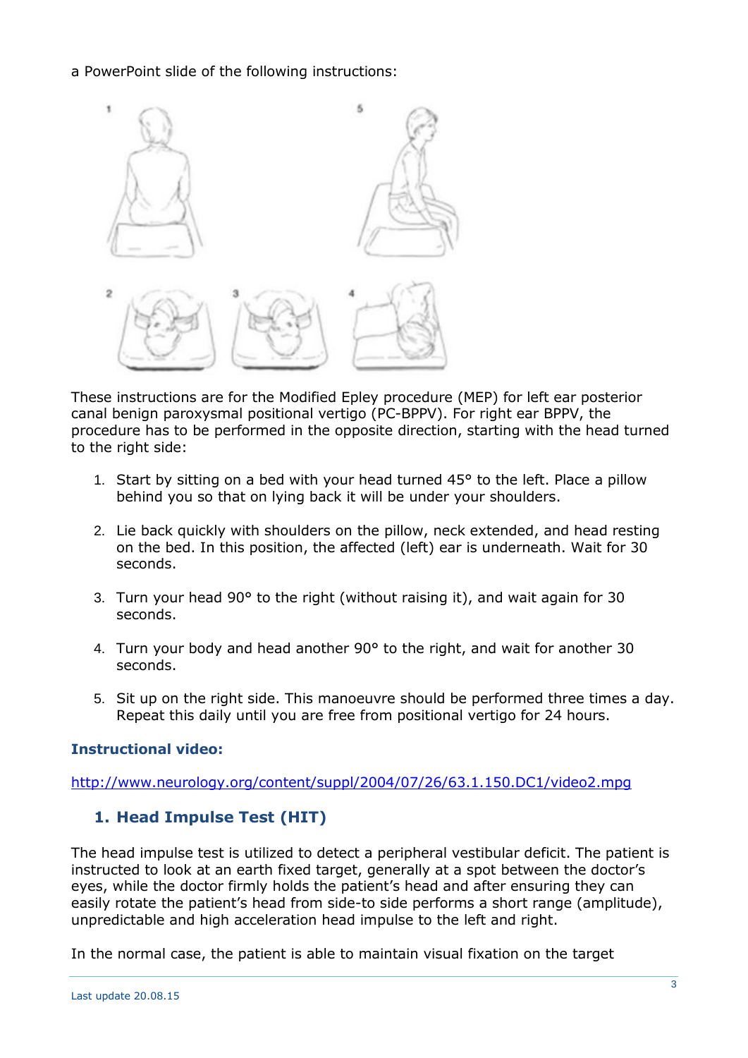a PowerPoint slide of the following instructions:

These instructions are for the Modified Epley procedure (MEP) for left ear posterior canal benign paroxysmal positional vertigo (PC-BPPV). For right ear BPPV, the procedure has to be performed in the opposite direction, starting with the head turned to the right side:

1. Start by sitting on a bed with your head turned 45° to the left. Place a pillow behind you so that on lying back it will be under your shoulders.

2. Lie back quickly with shoulders on the pillow, neck extended, and head resting on the bed. In this position, the affected (left) ear is underneath. Wait for 30 seconds.

3. Turn your head 90° to the right (without raising it), and wait again for 30 seconds.

4. Turn your body and head another 90° to the right, and wait for another 30 seconds.

5. Sit up on the right side. This manoeuvre should be performed three times a day. Repeat this daily until you are free from positional vertigo for 24 hours.

**Instructional video:**

http://www.neurology.org/content/suppl/2004/07/26/63.1.150.DC1/video2.mpg

## 1. Head Impulse Test (HIT)

The head impulse test is utilized to detect a peripheral vestibular deficit. The patient is instructed to look at an earth fixed target, generally at a spot between the doctor's eyes, while the doctor firmly holds the patient's head and after ensuring they can easily rotate the patient's head from side-to side performs a short range (amplitude), unpredictable and high acceleration head impulse to the left and right.

In the normal case, the patient is able to maintain visual fixation on the target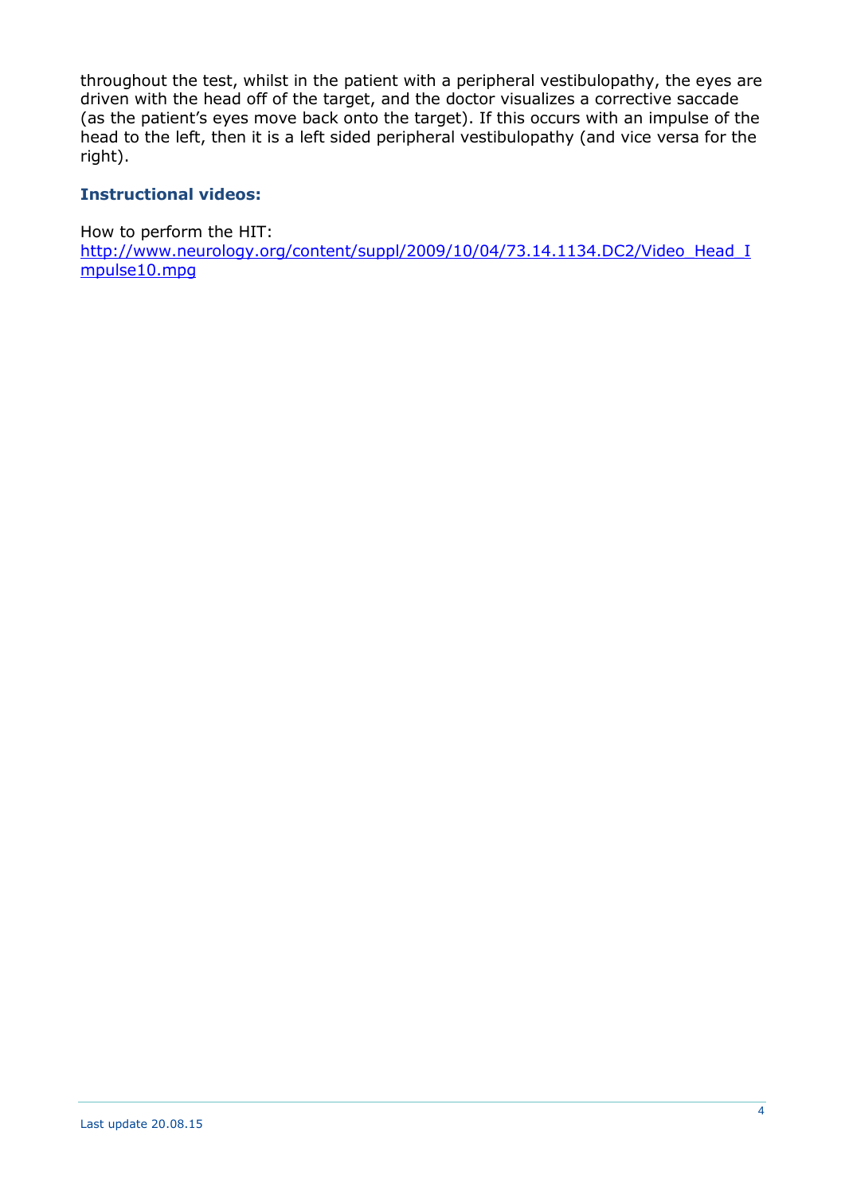throughout the test, whilst in the patient with a peripheral vestibulopathy, the eyes are driven with the head off of the target, and the doctor visualizes a corrective saccade (as the patient's eyes move back onto the target). If this occurs with an impulse of the head to the left, then it is a left sided peripheral vestibulopathy (and vice versa for the right).

### Instructional videos:

How to perform the HIT:
http://www.neurology.org/content/suppl/2009/10/04/73.14.1134.DC2/Video_Head_Impulse10.mpg